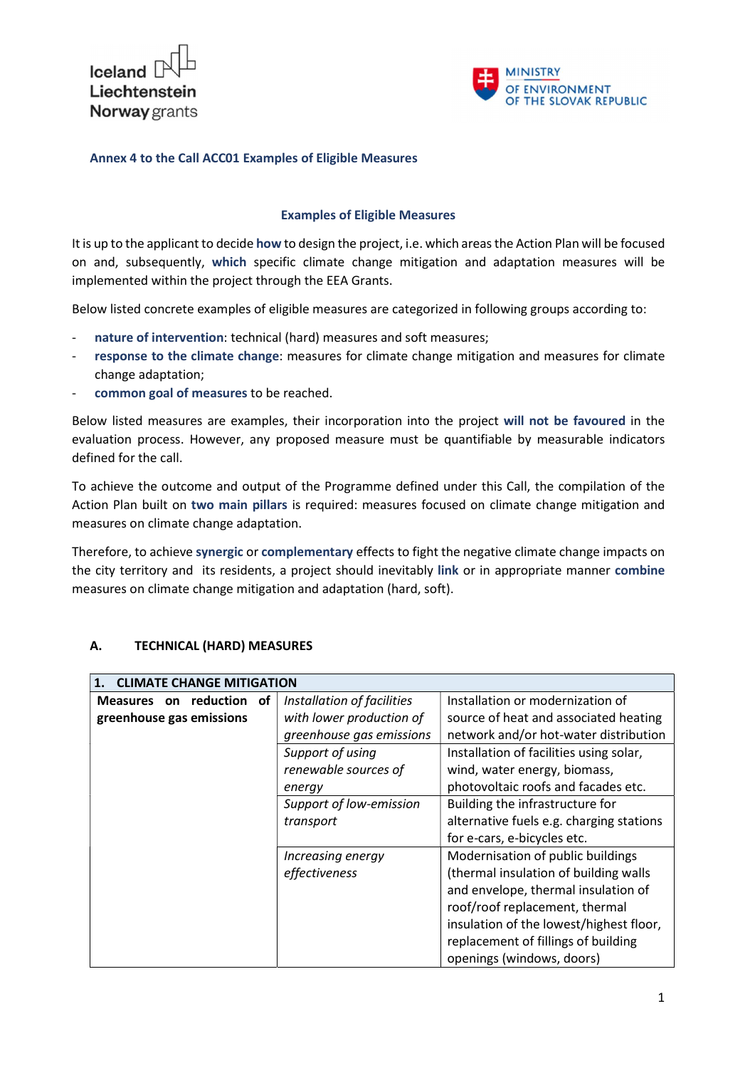**Annex 4 to the Call ACC01 Examples of Eligible Measures**

## Examples of Eligible Measures

It is up to the applicant to decide **how** to design the project, i.e. which areas the Action Plan will be focused on and, subsequently, **which** specific climate change mitigation and adaptation measures will be implemented within the project through the EEA Grants.

Below listed concrete examples of eligible measures are categorized in following groups according to:

- **nature of intervention**: technical (hard) measures and soft measures;
- **response to the climate change**: measures for climate change mitigation and measures for climate change adaptation;
- **common goal of measures** to be reached.

Below listed measures are examples, their incorporation into the project **will not be favoured** in the evaluation process. However, any proposed measure must be quantifiable by measurable indicators defined for the call.

To achieve the outcome and output of the Programme defined under this Call, the compilation of the Action Plan built on **two main pillars** is required: measures focused on climate change mitigation and measures on climate change adaptation.

Therefore, to achieve **synergic** or **complementary** effects to fight the negative climate change impacts on the city territory and its residents, a project should inevitably **link** or in appropriate manner **combine** measures on climate change mitigation and adaptation (hard, soft).

### A. TECHNICAL (HARD) MEASURES

| **1. CLIMATE CHANGE MITIGATION** | | |
|---|---|---|
| **Measures on reduction of greenhouse gas emissions** | *Installation of facilities with lower production of greenhouse gas emissions* | Installation or modernization of source of heat and associated heating network and/or hot-water distribution |
| | *Support of using renewable sources of energy* | Installation of facilities using solar, wind, water energy, biomass, photovoltaic roofs and facades etc. |
| | *Support of low-emission transport* | Building the infrastructure for alternative fuels e.g. charging stations for e-cars, e-bicycles etc. |
| | *Increasing energy effectiveness* | Modernisation of public buildings (thermal insulation of building walls and envelope, thermal insulation of roof/roof replacement, thermal insulation of the lowest/highest floor, replacement of fillings of building openings (windows, doors) |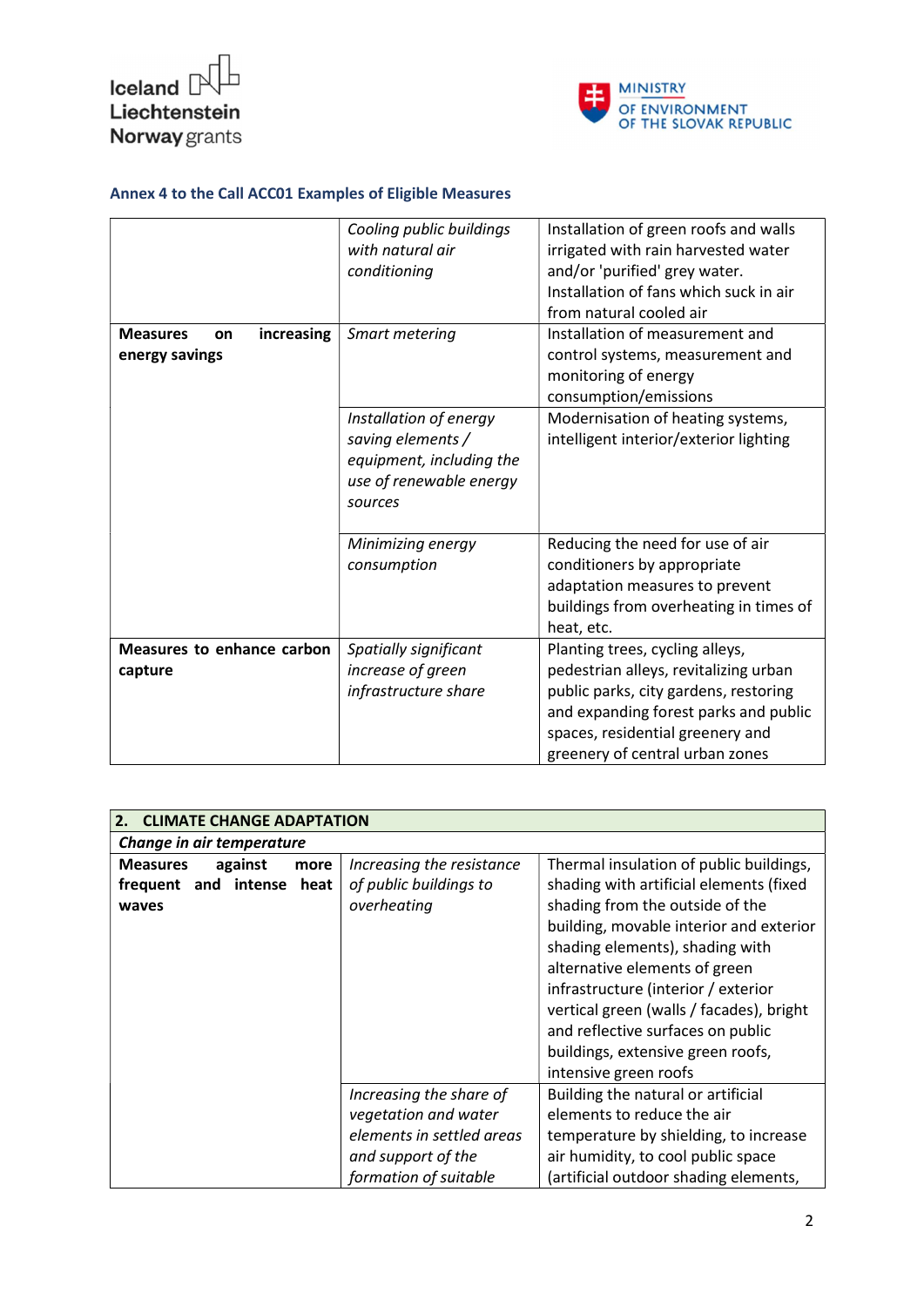### Annex 4 to the Call ACC01 Examples of Eligible Measures

| | | |
|---|---|---|
| | *Cooling public buildings with natural air conditioning* | Installation of green roofs and walls irrigated with rain harvested water and/or 'purified' grey water. Installation of fans which suck in air from natural cooled air |
| **Measures on increasing energy savings** | *Smart metering* | Installation of measurement and control systems, measurement and monitoring of energy consumption/emissions |
| | *Installation of energy saving elements / equipment, including the use of renewable energy sources* | Modernisation of heating systems, intelligent interior/exterior lighting |
| | *Minimizing energy consumption* | Reducing the need for use of air conditioners by appropriate adaptation measures to prevent buildings from overheating in times of heat, etc. |
| **Measures to enhance carbon capture** | *Spatially significant increase of green infrastructure share* | Planting trees, cycling alleys, pedestrian alleys, revitalizing urban public parks, city gardens, restoring and expanding forest parks and public spaces, residential greenery and greenery of central urban zones |

| **2. CLIMATE CHANGE ADAPTATION** | | |
|---|---|---|
| ***Change in air temperature*** | | |
| **Measures against more frequent and intense heat waves** | *Increasing the resistance of public buildings to overheating* | Thermal insulation of public buildings, shading with artificial elements (fixed shading from the outside of the building, movable interior and exterior shading elements), shading with alternative elements of green infrastructure (interior / exterior vertical green (walls / facades), bright and reflective surfaces on public buildings, extensive green roofs, intensive green roofs |
| | *Increasing the share of vegetation and water elements in settled areas and support of the formation of suitable* | Building the natural or artificial elements to reduce the air temperature by shielding, to increase air humidity, to cool public space (artificial outdoor shading elements, |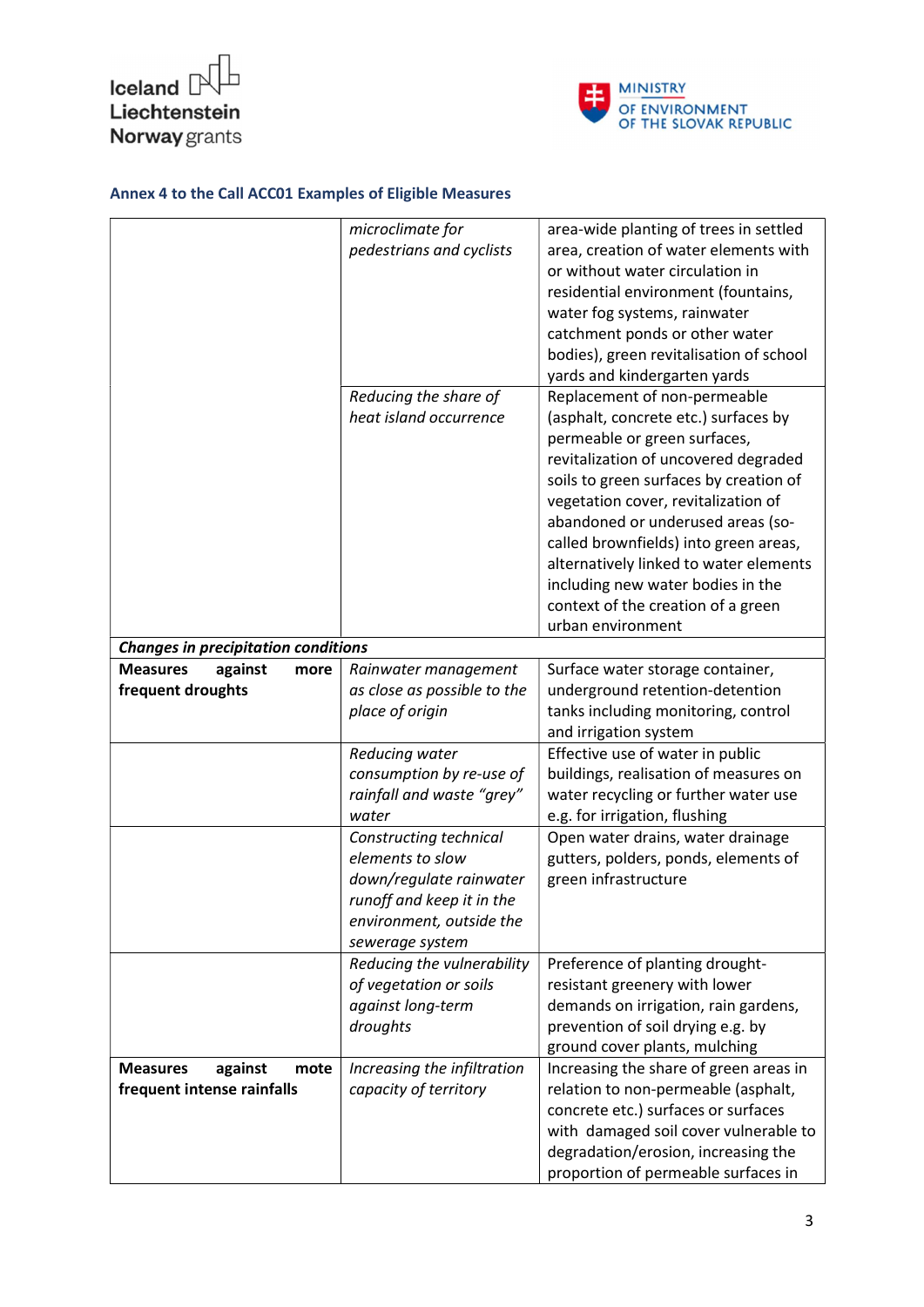### Annex 4 to the Call ACC01 Examples of Eligible Measures

| | | |
|---|---|---|
| | *microclimate for pedestrians and cyclists* | area-wide planting of trees in settled area, creation of water elements with or without water circulation in residential environment (fountains, water fog systems, rainwater catchment ponds or other water bodies), green revitalisation of school yards and kindergarten yards |
| | *Reducing the share of heat island occurrence* | Replacement of non-permeable (asphalt, concrete etc.) surfaces by permeable or green surfaces, revitalization of uncovered degraded soils to green surfaces by creation of vegetation cover, revitalization of abandoned or underused areas (so-called brownfields) into green areas, alternatively linked to water elements including new water bodies in the context of the creation of a green urban environment |
| ***Changes in precipitation conditions*** | | |
| **Measures against more frequent droughts** | *Rainwater management as close as possible to the place of origin* | Surface water storage container, underground retention-detention tanks including monitoring, control and irrigation system |
| | *Reducing water consumption by re-use of rainfall and waste "grey" water* | Effective use of water in public buildings, realisation of measures on water recycling or further water use e.g. for irrigation, flushing |
| | *Constructing technical elements to slow down/regulate rainwater runoff and keep it in the environment, outside the sewerage system* | Open water drains, water drainage gutters, polders, ponds, elements of green infrastructure |
| | *Reducing the vulnerability of vegetation or soils against long-term droughts* | Preference of planting drought-resistant greenery with lower demands on irrigation, rain gardens, prevention of soil drying e.g. by ground cover plants, mulching |
| **Measures against mote frequent intense rainfalls** | *Increasing the infiltration capacity of territory* | Increasing the share of green areas in relation to non-permeable (asphalt, concrete etc.) surfaces or surfaces with damaged soil cover vulnerable to degradation/erosion, increasing the proportion of permeable surfaces in |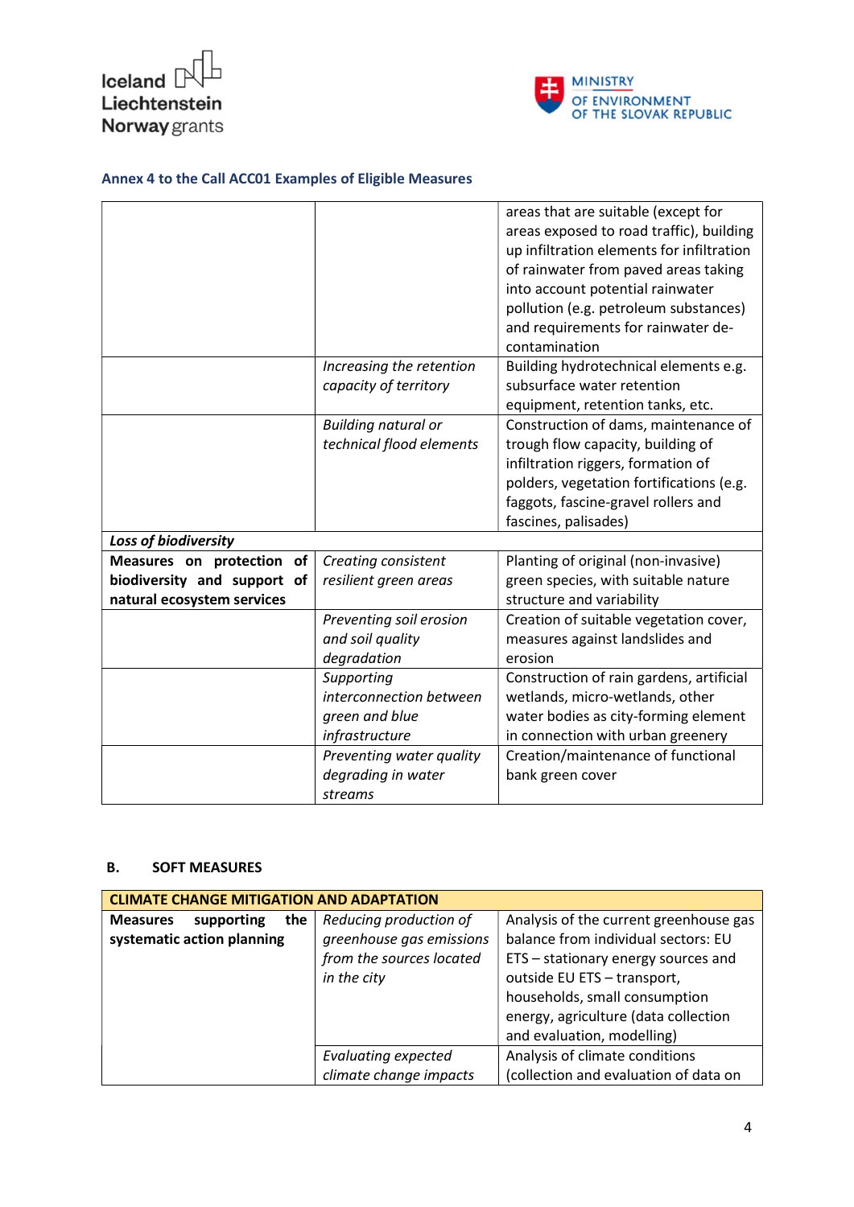### Annex 4 to the Call ACC01 Examples of Eligible Measures

| | | |
|---|---|---|
| | | areas that are suitable (except for areas exposed to road traffic), building up infiltration elements for infiltration of rainwater from paved areas taking into account potential rainwater pollution (e.g. petroleum substances) and requirements for rainwater de-contamination |
| | *Increasing the retention capacity of territory* | Building hydrotechnical elements e.g. subsurface water retention equipment, retention tanks, etc. |
| | *Building natural or technical flood elements* | Construction of dams, maintenance of trough flow capacity, building of infiltration riggers, formation of polders, vegetation fortifications (e.g. faggots, fascine-gravel rollers and fascines, palisades) |
| ***Loss of biodiversity*** | | |
| **Measures on protection of biodiversity and support of natural ecosystem services** | *Creating consistent resilient green areas* | Planting of original (non-invasive) green species, with suitable nature structure and variability |
| | *Preventing soil erosion and soil quality degradation* | Creation of suitable vegetation cover, measures against landslides and erosion |
| | *Supporting interconnection between green and blue infrastructure* | Construction of rain gardens, artificial wetlands, micro-wetlands, other water bodies as city-forming element in connection with urban greenery |
| | *Preventing water quality degrading in water streams* | Creation/maintenance of functional bank green cover |

## B. SOFT MEASURES

| **CLIMATE CHANGE MITIGATION AND ADAPTATION** | | |
|---|---|---|
| **Measures supporting the systematic action planning** | *Reducing production of greenhouse gas emissions from the sources located in the city* | Analysis of the current greenhouse gas balance from individual sectors: EU ETS – stationary energy sources and outside EU ETS – transport, households, small consumption energy, agriculture (data collection and evaluation, modelling) |
| | *Evaluating expected climate change impacts* | Analysis of climate conditions (collection and evaluation of data on |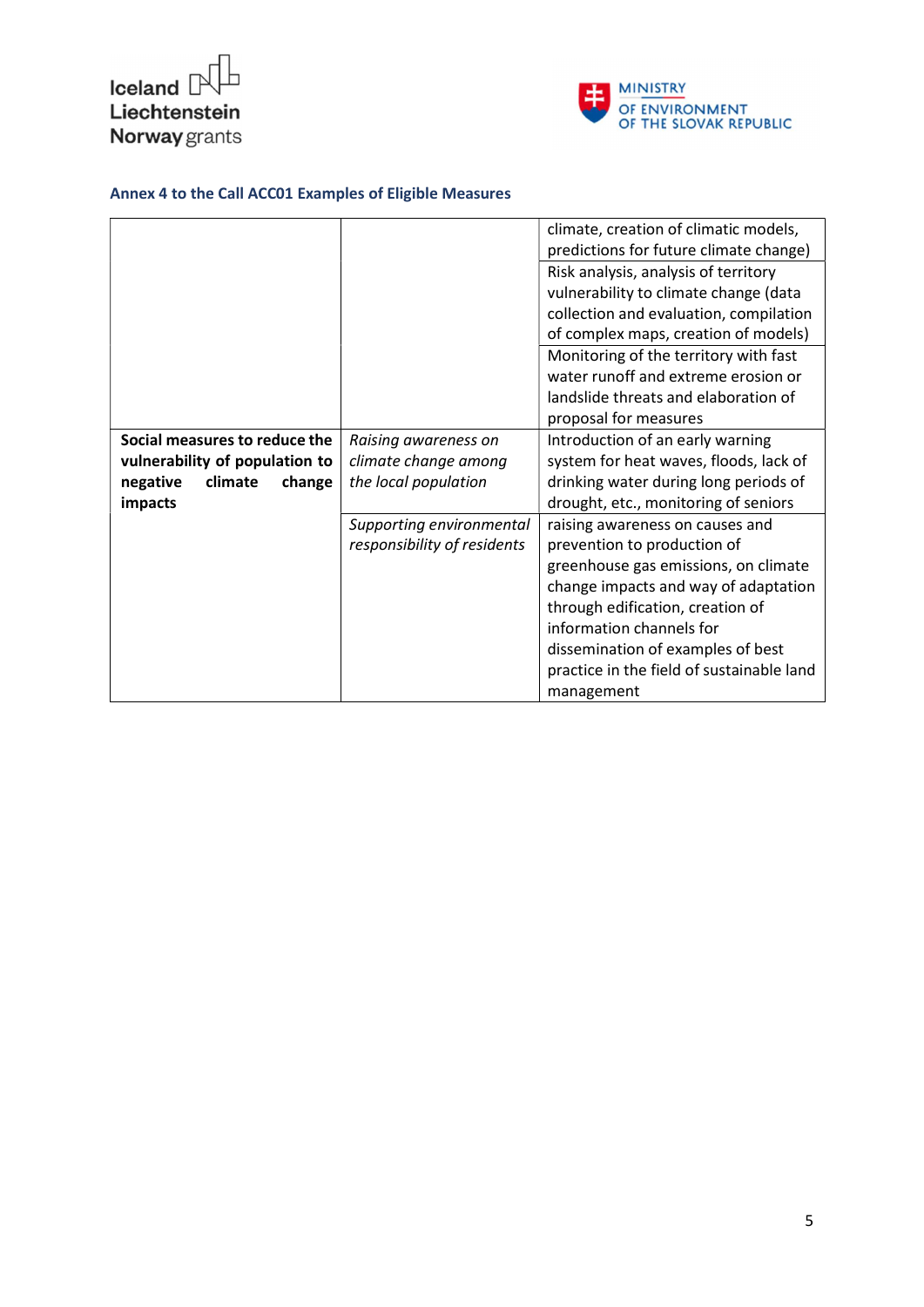### Annex 4 to the Call ACC01 Examples of Eligible Measures

| | | |
|---|---|---|
| | | climate, creation of climatic models, predictions for future climate change) |
| | | Risk analysis, analysis of territory vulnerability to climate change (data collection and evaluation, compilation of complex maps, creation of models) |
| | | Monitoring of the territory with fast water runoff and extreme erosion or landslide threats and elaboration of proposal for measures |
| **Social measures to reduce the vulnerability of population to negative climate change impacts** | *Raising awareness on climate change among the local population* | Introduction of an early warning system for heat waves, floods, lack of drinking water during long periods of drought, etc., monitoring of seniors |
| | *Supporting environmental responsibility of residents* | raising awareness on causes and prevention to production of greenhouse gas emissions, on climate change impacts and way of adaptation through edification, creation of information channels for dissemination of examples of best practice in the field of sustainable land management |